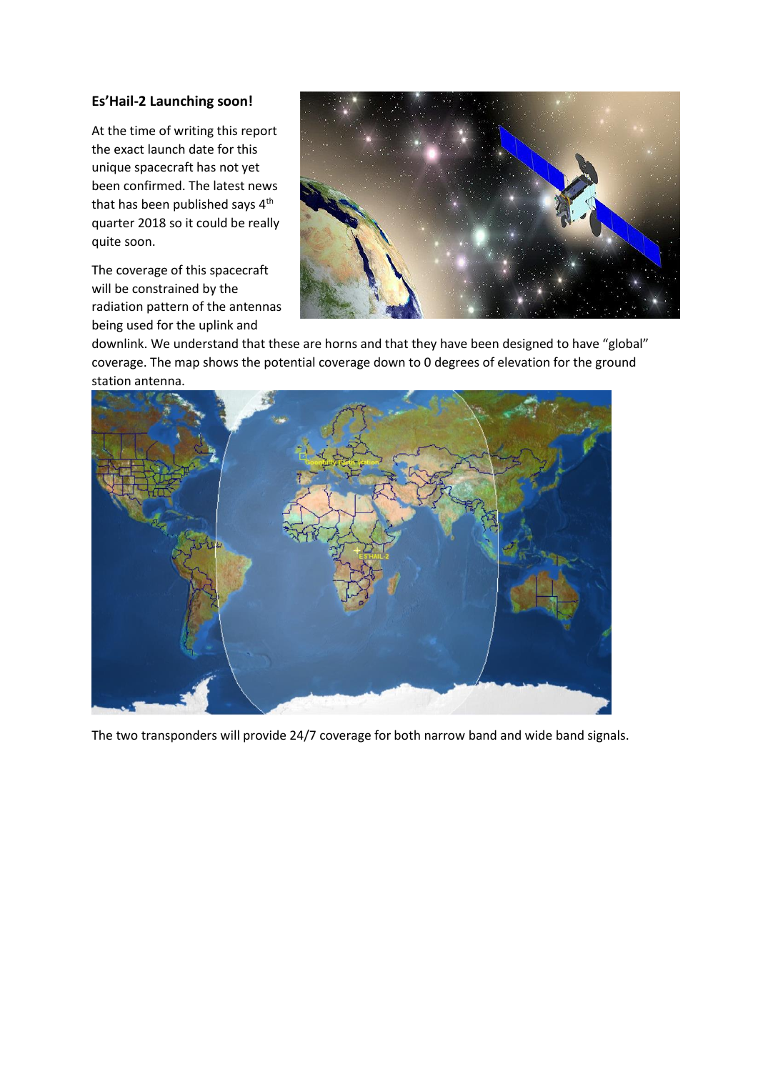**Es'Hail-2 Launching soon!**

At the time of writing this report the exact launch date for this unique spacecraft has not yet been confirmed. The latest news that has been published says 4th quarter 2018 so it could be really quite soon.

The coverage of this spacecraft will be constrained by the radiation pattern of the antennas being used for the uplink and downlink. We understand that these are horns and that they have been designed to have "global" coverage. The map shows the potential coverage down to 0 degrees of elevation for the ground station antenna.

The two transponders will provide 24/7 coverage for both narrow band and wide band signals.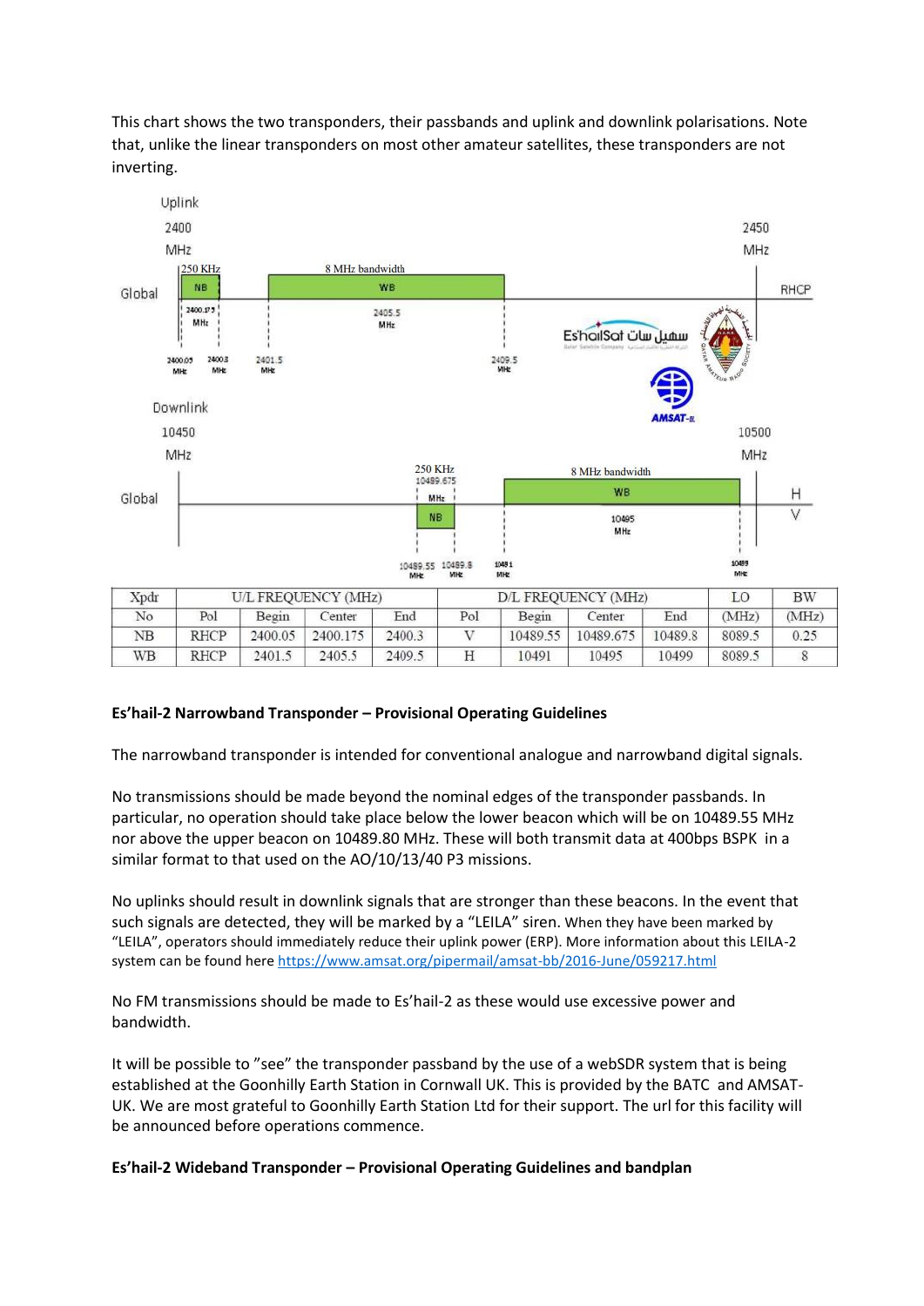This chart shows the two transponders, their passbands and uplink and downlink polarisations. Note that, unlike the linear transponders on most other amateur satellites, these transponders are not inverting.

| Xpdr | U/L FREQUENCY (MHz) | | | | D/L FREQUENCY (MHz) | | | | LO | BW |
|---|---|---|---|---|---|---|---|---|---|---|
| No | Pol | Begin | Center | End | Pol | Begin | Center | End | (MHz) | (MHz) |
| NB | RHCP | 2400.05 | 2400.175 | 2400.3 | V | 10489.55 | 10489.675 | 10489.8 | 8089.5 | 0.25 |
| WB | RHCP | 2401.5 | 2405.5 | 2409.5 | H | 10491 | 10495 | 10499 | 8089.5 | 8 |

**Es'hail-2 Narrowband Transponder – Provisional Operating Guidelines**

The narrowband transponder is intended for conventional analogue and narrowband digital signals.

No transmissions should be made beyond the nominal edges of the transponder passbands. In particular, no operation should take place below the lower beacon which will be on 10489.55 MHz nor above the upper beacon on 10489.80 MHz. These will both transmit data at 400bps BSPK in a similar format to that used on the AO/10/13/40 P3 missions.

No uplinks should result in downlink signals that are stronger than these beacons. In the event that such signals are detected, they will be marked by a "LEILA" siren. When they have been marked by "LEILA", operators should immediately reduce their uplink power (ERP). More information about this LEILA-2 system can be found here https://www.amsat.org/pipermail/amsat-bb/2016-June/059217.html

No FM transmissions should be made to Es'hail-2 as these would use excessive power and bandwidth.

It will be possible to "see" the transponder passband by the use of a webSDR system that is being established at the Goonhilly Earth Station in Cornwall UK. This is provided by the BATC and AMSAT-UK. We are most grateful to Goonhilly Earth Station Ltd for their support. The url for this facility will be announced before operations commence.

**Es'hail-2 Wideband Transponder – Provisional Operating Guidelines and bandplan**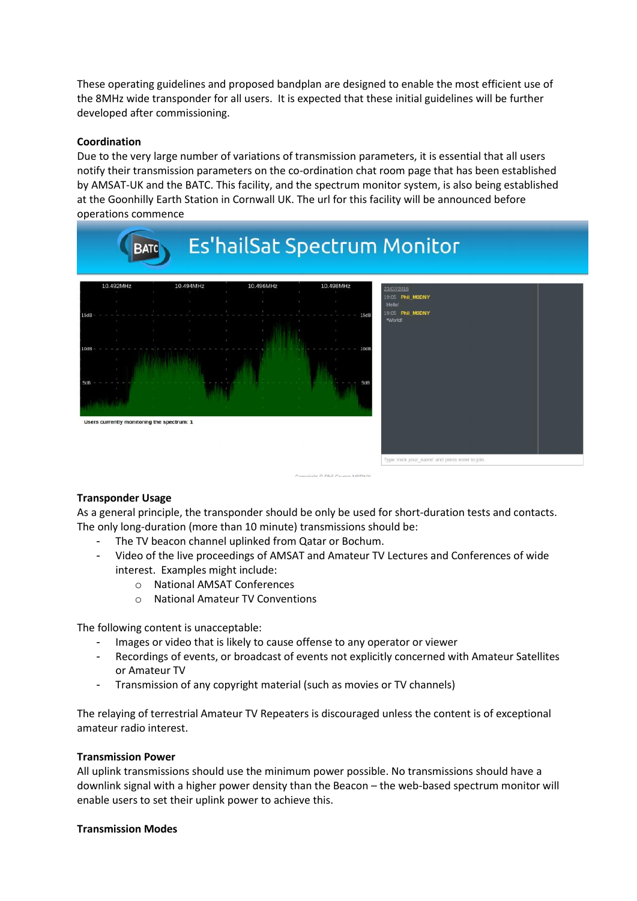These operating guidelines and proposed bandplan are designed to enable the most efficient use of the 8MHz wide transponder for all users. It is expected that these initial guidelines will be further developed after commissioning.

**Coordination**

Due to the very large number of variations of transmission parameters, it is essential that all users notify their transmission parameters on the co-ordination chat room page that has been established by AMSAT-UK and the BATC. This facility, and the spectrum monitor system, is also being established at the Goonhilly Earth Station in Cornwall UK. The url for this facility will be announced before operations commence

**Transponder Usage**

As a general principle, the transponder should be only be used for short-duration tests and contacts. The only long-duration (more than 10 minute) transmissions should be:

- The TV beacon channel uplinked from Qatar or Bochum.
- Video of the live proceedings of AMSAT and Amateur TV Lectures and Conferences of wide interest. Examples might include:
  - National AMSAT Conferences
  - National Amateur TV Conventions

The following content is unacceptable:

- Images or video that is likely to cause offense to any operator or viewer
- Recordings of events, or broadcast of events not explicitly concerned with Amateur Satellites or Amateur TV
- Transmission of any copyright material (such as movies or TV channels)

The relaying of terrestrial Amateur TV Repeaters is discouraged unless the content is of exceptional amateur radio interest.

**Transmission Power**

All uplink transmissions should use the minimum power possible. No transmissions should have a downlink signal with a higher power density than the Beacon – the web-based spectrum monitor will enable users to set their uplink power to achieve this.

**Transmission Modes**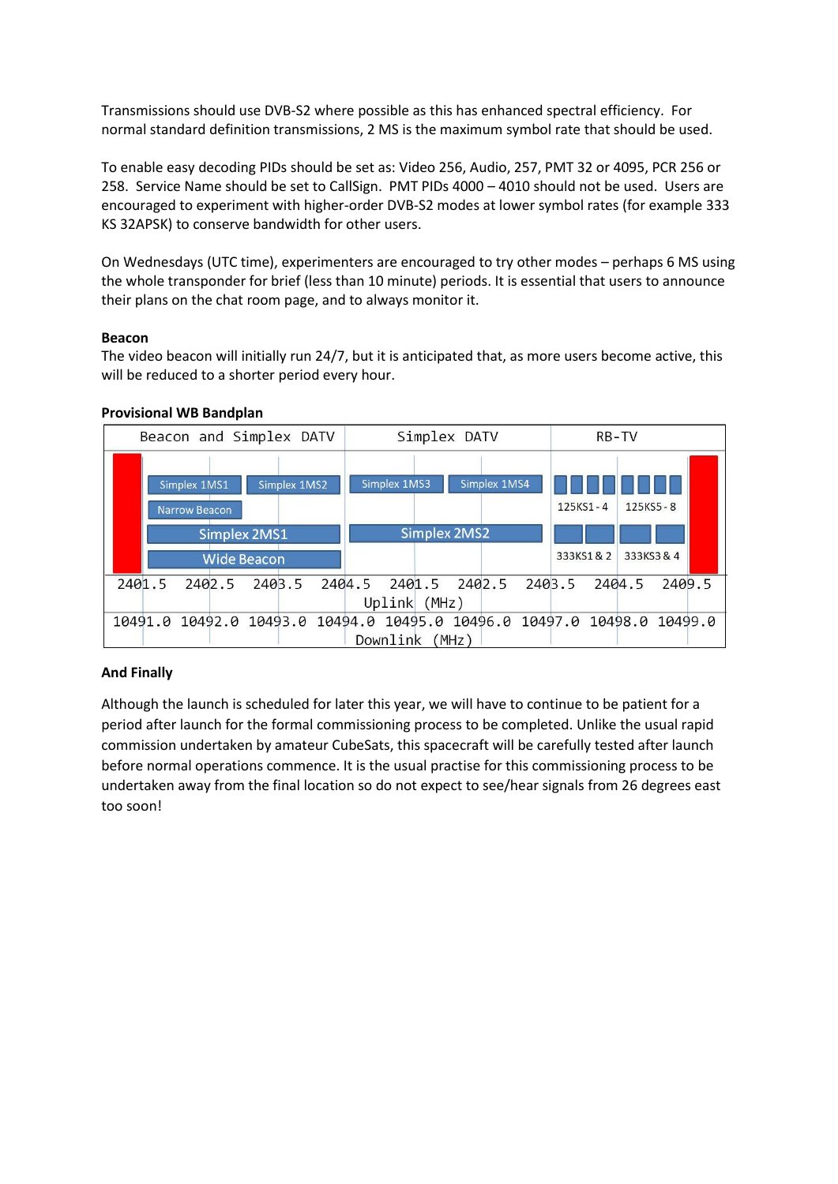Transmissions should use DVB-S2 where possible as this has enhanced spectral efficiency. For normal standard definition transmissions, 2 MS is the maximum symbol rate that should be used.

To enable easy decoding PIDs should be set as: Video 256, Audio, 257, PMT 32 or 4095, PCR 256 or 258. Service Name should be set to CallSign. PMT PIDs 4000 – 4010 should not be used. Users are encouraged to experiment with higher-order DVB-S2 modes at lower symbol rates (for example 333 KS 32APSK) to conserve bandwidth for other users.

On Wednesdays (UTC time), experimenters are encouraged to try other modes – perhaps 6 MS using the whole transponder for brief (less than 10 minute) periods. It is essential that users to announce their plans on the chat room page, and to always monitor it.

**Beacon**

The video beacon will initially run 24/7, but it is anticipated that, as more users become active, this will be reduced to a shorter period every hour.

**Provisional WB Bandplan**

Beacon and Simplex DATV | Simplex DATV | RB-TV

Simplex 1MS1 | Simplex 1MS2 | Simplex 1MS3 | Simplex 1MS4

Narrow Beacon

Simplex 2MS1 | Simplex 2MS2

Wide Beacon

125KS1 - 4 | 125KS5 - 8

333KS1 & 2 | 333KS3 & 4

2401.5 2402.5 2403.5 2404.5 2401.5 2402.5 2403.5 2404.5 2409.5

Uplink (MHz)

10491.0 10492.0 10493.0 10494.0 10495.0 10496.0 10497.0 10498.0 10499.0

Downlink (MHz)

**And Finally**

Although the launch is scheduled for later this year, we will have to continue to be patient for a period after launch for the formal commissioning process to be completed. Unlike the usual rapid commission undertaken by amateur CubeSats, this spacecraft will be carefully tested after launch before normal operations commence. It is the usual practise for this commissioning process to be undertaken away from the final location so do not expect to see/hear signals from 26 degrees east too soon!